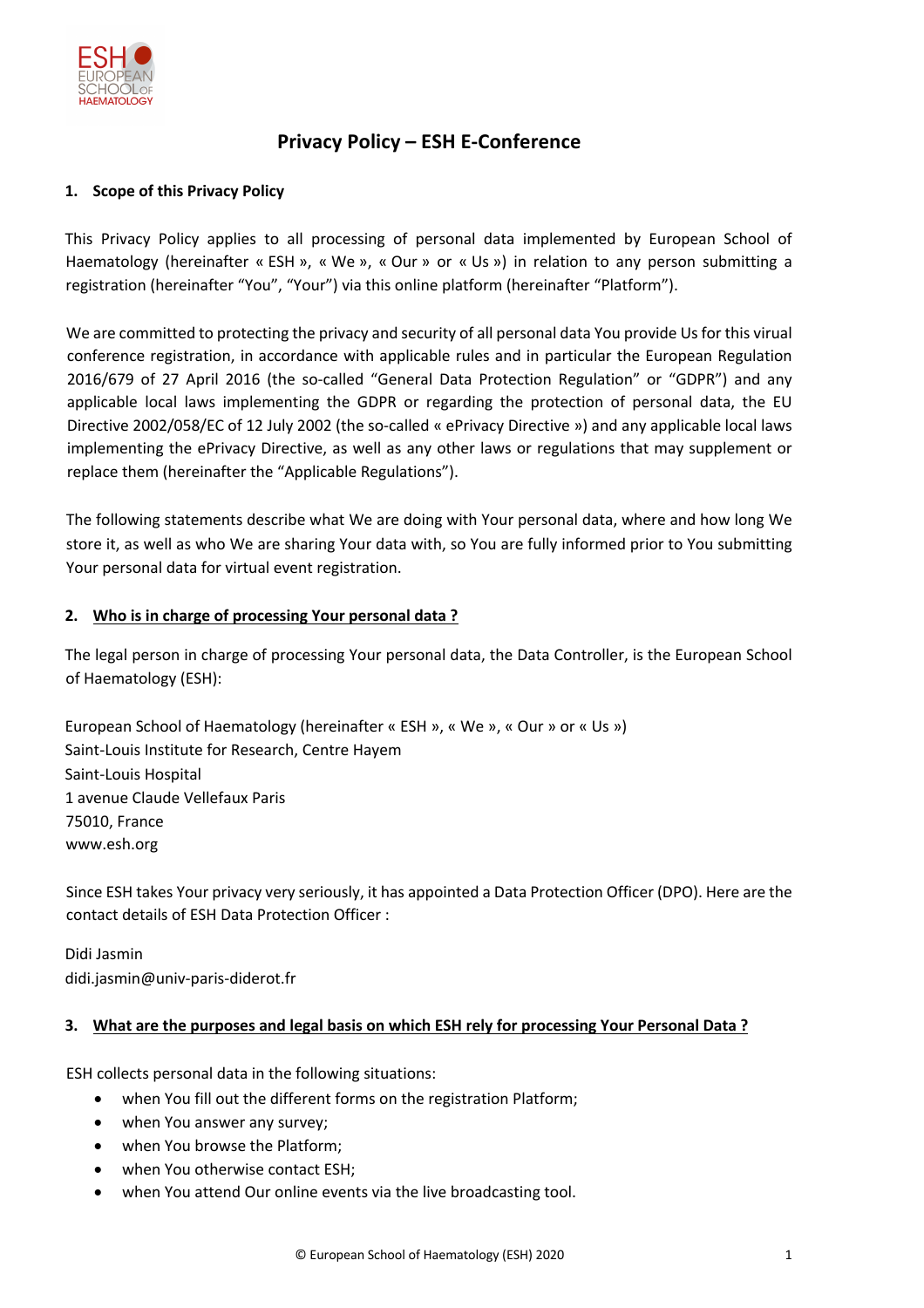# Privacy Policy – ESH E-Conference

## 1. Scope of this Privacy Policy

This Privacy Policy applies to all processing of personal data implemented by European School of Haematology (hereinafter « ESH », « We », « Our » or « Us ») in relation to any person submitting a registration (hereinafter "You", "Your") via this online platform (hereinafter "Platform").

We are committed to protecting the privacy and security of all personal data You provide Us for this virual conference registration, in accordance with applicable rules and in particular the European Regulation 2016/679 of 27 April 2016 (the so-called "General Data Protection Regulation" or "GDPR") and any applicable local laws implementing the GDPR or regarding the protection of personal data, the EU Directive 2002/058/EC of 12 July 2002 (the so-called « ePrivacy Directive ») and any applicable local laws implementing the ePrivacy Directive, as well as any other laws or regulations that may supplement or replace them (hereinafter the "Applicable Regulations").

The following statements describe what We are doing with Your personal data, where and how long We store it, as well as who We are sharing Your data with, so You are fully informed prior to You submitting Your personal data for virtual event registration.

## 2. Who is in charge of processing Your personal data ?

The legal person in charge of processing Your personal data, the Data Controller, is the European School of Haematology (ESH):

European School of Haematology (hereinafter « ESH », « We », « Our » or « Us »)
Saint-Louis Institute for Research, Centre Hayem
Saint-Louis Hospital
1 avenue Claude Vellefaux Paris
75010, France
www.esh.org

Since ESH takes Your privacy very seriously, it has appointed a Data Protection Officer (DPO). Here are the contact details of ESH Data Protection Officer :

Didi Jasmin
didi.jasmin@univ-paris-diderot.fr

## 3. What are the purposes and legal basis on which ESH rely for processing Your Personal Data ?

ESH collects personal data in the following situations:

- when You fill out the different forms on the registration Platform;
- when You answer any survey;
- when You browse the Platform;
- when You otherwise contact ESH;
- when You attend Our online events via the live broadcasting tool.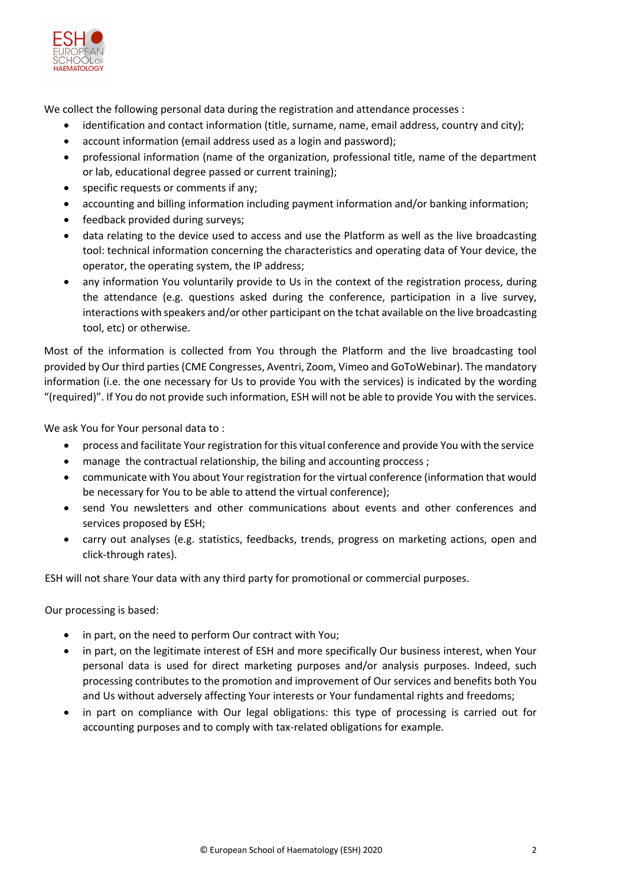We collect the following personal data during the registration and attendance processes :

- identification and contact information (title, surname, name, email address, country and city);
- account information (email address used as a login and password);
- professional information (name of the organization, professional title, name of the department or lab, educational degree passed or current training);
- specific requests or comments if any;
- accounting and billing information including payment information and/or banking information;
- feedback provided during surveys;
- data relating to the device used to access and use the Platform as well as the live broadcasting tool: technical information concerning the characteristics and operating data of Your device, the operator, the operating system, the IP address;
- any information You voluntarily provide to Us in the context of the registration process, during the attendance (e.g. questions asked during the conference, participation in a live survey, interactions with speakers and/or other participant on the tchat available on the live broadcasting tool, etc) or otherwise.

Most of the information is collected from You through the Platform and the live broadcasting tool provided by Our third parties (CME Congresses, Aventri, Zoom, Vimeo and GoToWebinar). The mandatory information (i.e. the one necessary for Us to provide You with the services) is indicated by the wording "(required)". If You do not provide such information, ESH will not be able to provide You with the services.

We ask You for Your personal data to :

- process and facilitate Your registration for this vitual conference and provide You with the service
- manage the contractual relationship, the biling and accounting proccess ;
- communicate with You about Your registration for the virtual conference (information that would be necessary for You to be able to attend the virtual conference);
- send You newsletters and other communications about events and other conferences and services proposed by ESH;
- carry out analyses (e.g. statistics, feedbacks, trends, progress on marketing actions, open and click-through rates).

ESH will not share Your data with any third party for promotional or commercial purposes.

Our processing is based:

- in part, on the need to perform Our contract with You;
- in part, on the legitimate interest of ESH and more specifically Our business interest, when Your personal data is used for direct marketing purposes and/or analysis purposes. Indeed, such processing contributes to the promotion and improvement of Our services and benefits both You and Us without adversely affecting Your interests or Your fundamental rights and freedoms;
- in part on compliance with Our legal obligations: this type of processing is carried out for accounting purposes and to comply with tax-related obligations for example.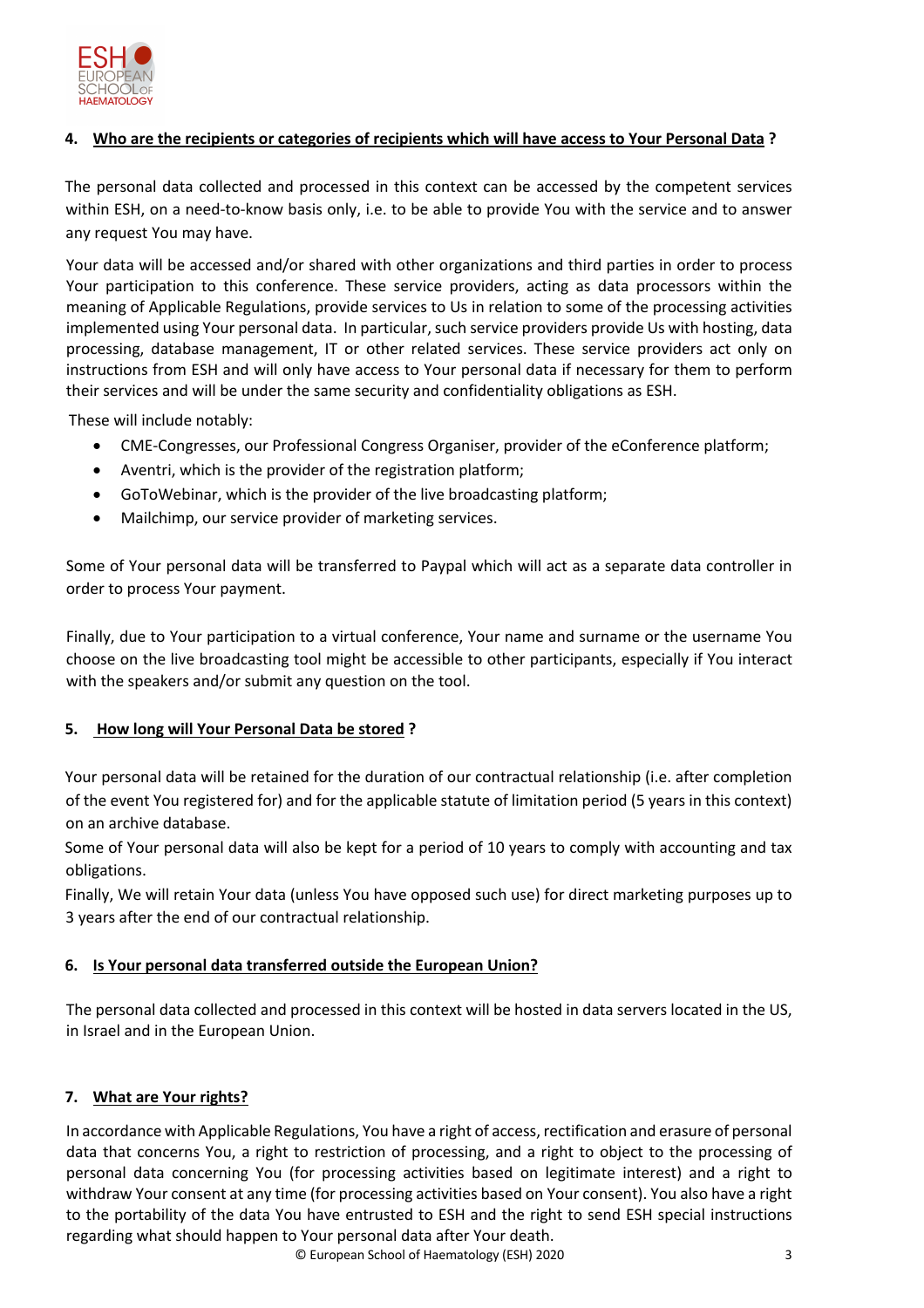## 4. Who are the recipients or categories of recipients which will have access to Your Personal Data ?

The personal data collected and processed in this context can be accessed by the competent services within ESH, on a need-to-know basis only, i.e. to be able to provide You with the service and to answer any request You may have.

Your data will be accessed and/or shared with other organizations and third parties in order to process Your participation to this conference. These service providers, acting as data processors within the meaning of Applicable Regulations, provide services to Us in relation to some of the processing activities implemented using Your personal data. In particular, such service providers provide Us with hosting, data processing, database management, IT or other related services. These service providers act only on instructions from ESH and will only have access to Your personal data if necessary for them to perform their services and will be under the same security and confidentiality obligations as ESH.

These will include notably:

- CME-Congresses, our Professional Congress Organiser, provider of the eConference platform;
- Aventri, which is the provider of the registration platform;
- GoToWebinar, which is the provider of the live broadcasting platform;
- Mailchimp, our service provider of marketing services.

Some of Your personal data will be transferred to Paypal which will act as a separate data controller in order to process Your payment.

Finally, due to Your participation to a virtual conference, Your name and surname or the username You choose on the live broadcasting tool might be accessible to other participants, especially if You interact with the speakers and/or submit any question on the tool.

## 5. How long will Your Personal Data be stored ?

Your personal data will be retained for the duration of our contractual relationship (i.e. after completion of the event You registered for) and for the applicable statute of limitation period (5 years in this context) on an archive database.

Some of Your personal data will also be kept for a period of 10 years to comply with accounting and tax obligations.

Finally, We will retain Your data (unless You have opposed such use) for direct marketing purposes up to 3 years after the end of our contractual relationship.

## 6. Is Your personal data transferred outside the European Union?

The personal data collected and processed in this context will be hosted in data servers located in the US, in Israel and in the European Union.

## 7. What are Your rights?

In accordance with Applicable Regulations, You have a right of access, rectification and erasure of personal data that concerns You, a right to restriction of processing, and a right to object to the processing of personal data concerning You (for processing activities based on legitimate interest) and a right to withdraw Your consent at any time (for processing activities based on Your consent). You also have a right to the portability of the data You have entrusted to ESH and the right to send ESH special instructions regarding what should happen to Your personal data after Your death.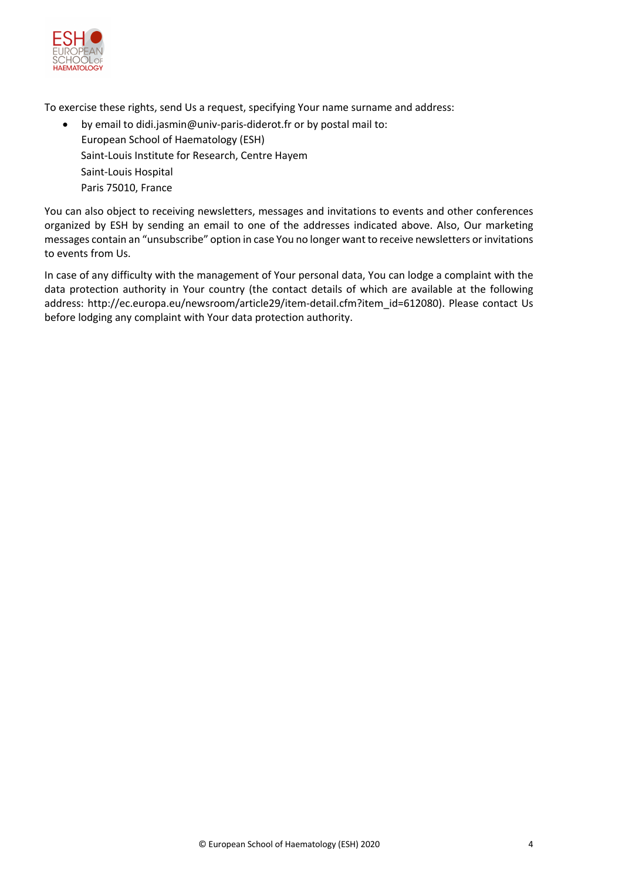To exercise these rights, send Us a request, specifying Your name surname and address:

- by email to didi.jasmin@univ-paris-diderot.fr or by postal mail to:
  European School of Haematology (ESH)
  Saint-Louis Institute for Research, Centre Hayem
  Saint-Louis Hospital
  Paris 75010, France

You can also object to receiving newsletters, messages and invitations to events and other conferences organized by ESH by sending an email to one of the addresses indicated above. Also, Our marketing messages contain an "unsubscribe" option in case You no longer want to receive newsletters or invitations to events from Us.

In case of any difficulty with the management of Your personal data, You can lodge a complaint with the data protection authority in Your country (the contact details of which are available at the following address: http://ec.europa.eu/newsroom/article29/item-detail.cfm?item_id=612080). Please contact Us before lodging any complaint with Your data protection authority.